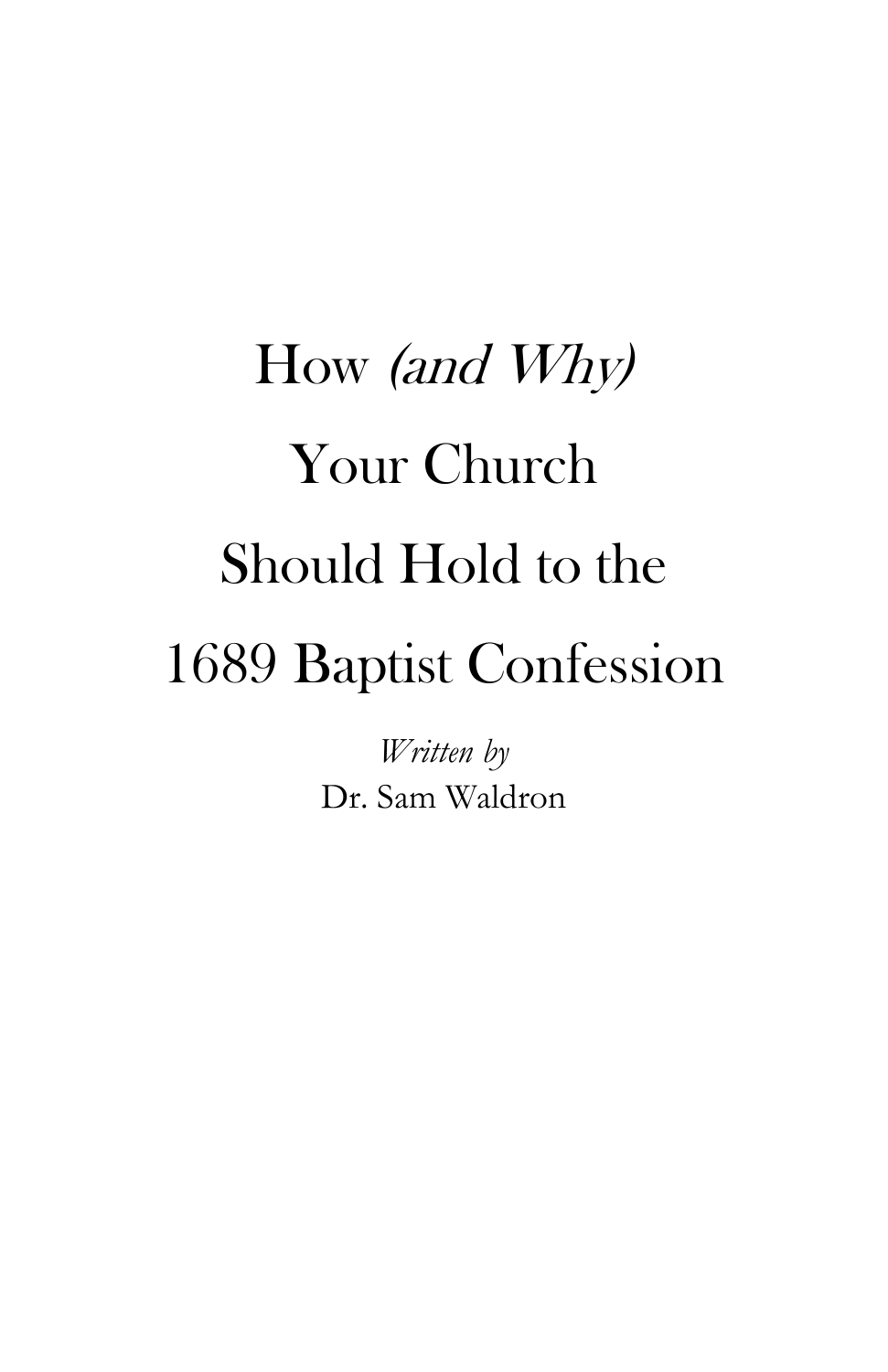# How *(and Why)* Your Church Should Hold to the 1689 Baptist Confession

*Written by*

Dr. Sam Waldron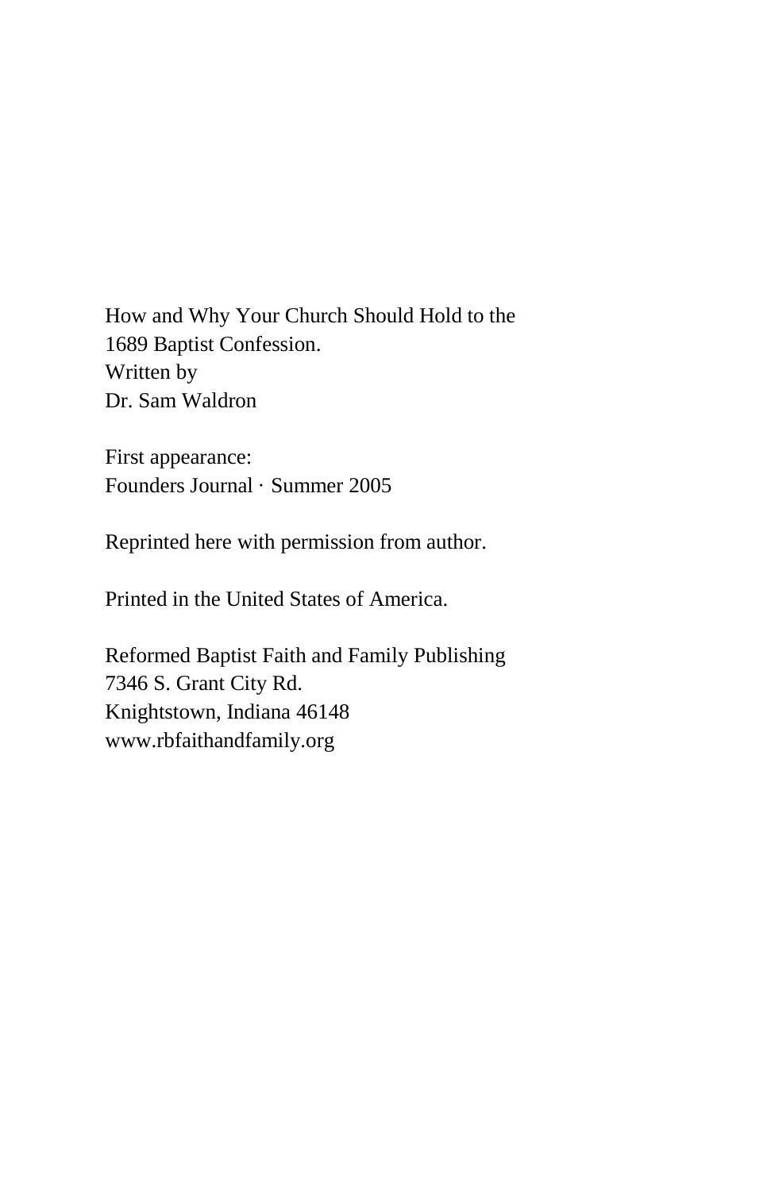How and Why Your Church Should Hold to the
1689 Baptist Confession.
Written by
Dr. Sam Waldron

First appearance:
Founders Journal · Summer 2005

Reprinted here with permission from author.

Printed in the United States of America.

Reformed Baptist Faith and Family Publishing
7346 S. Grant City Rd.
Knightstown, Indiana 46148
www.rbfaithandfamily.org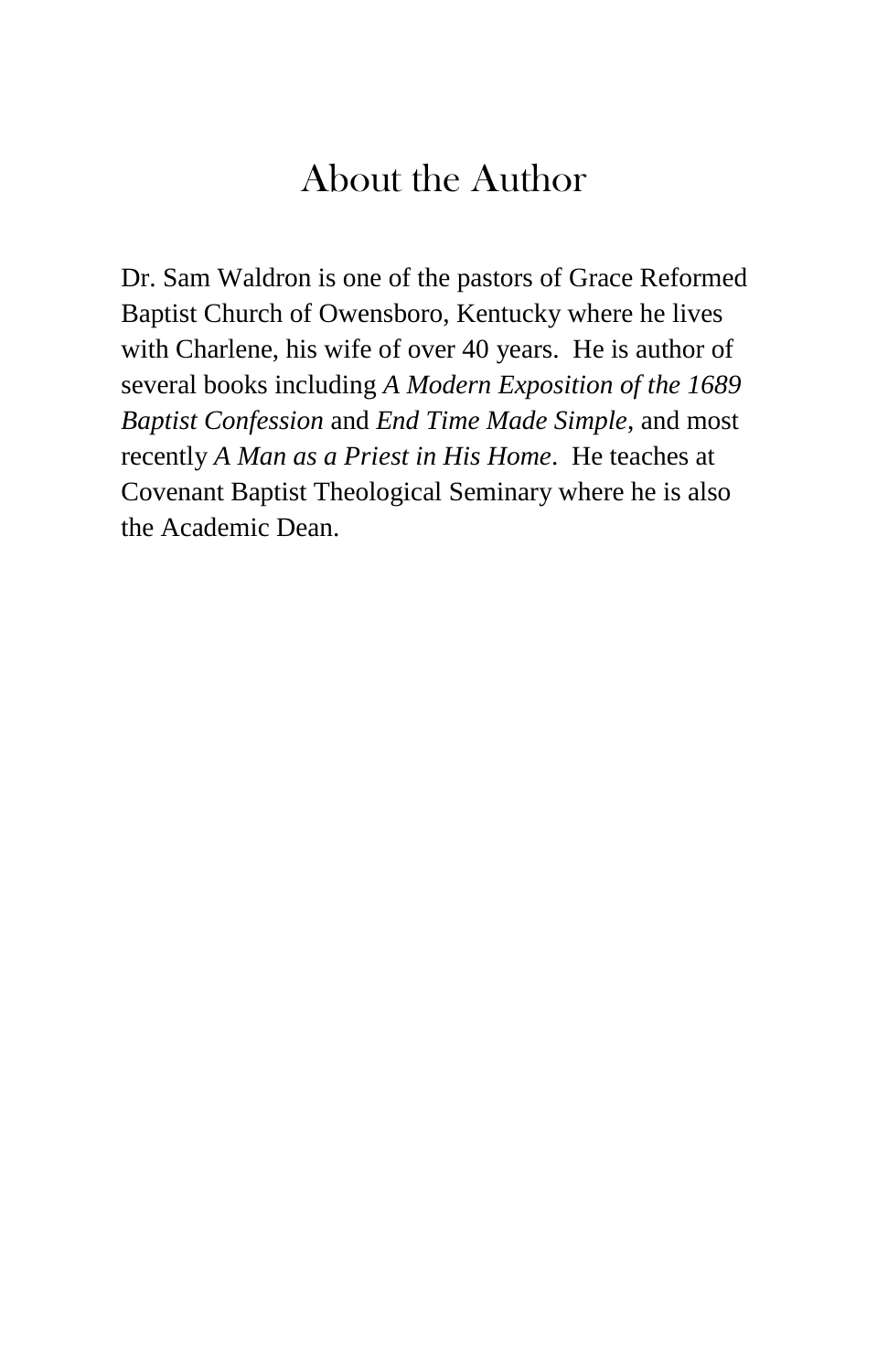# About the Author

Dr. Sam Waldron is one of the pastors of Grace Reformed Baptist Church of Owensboro, Kentucky where he lives with Charlene, his wife of over 40 years. He is author of several books including *A Modern Exposition of the 1689 Baptist Confession* and *End Time Made Simple*, and most recently *A Man as a Priest in His Home*. He teaches at Covenant Baptist Theological Seminary where he is also the Academic Dean.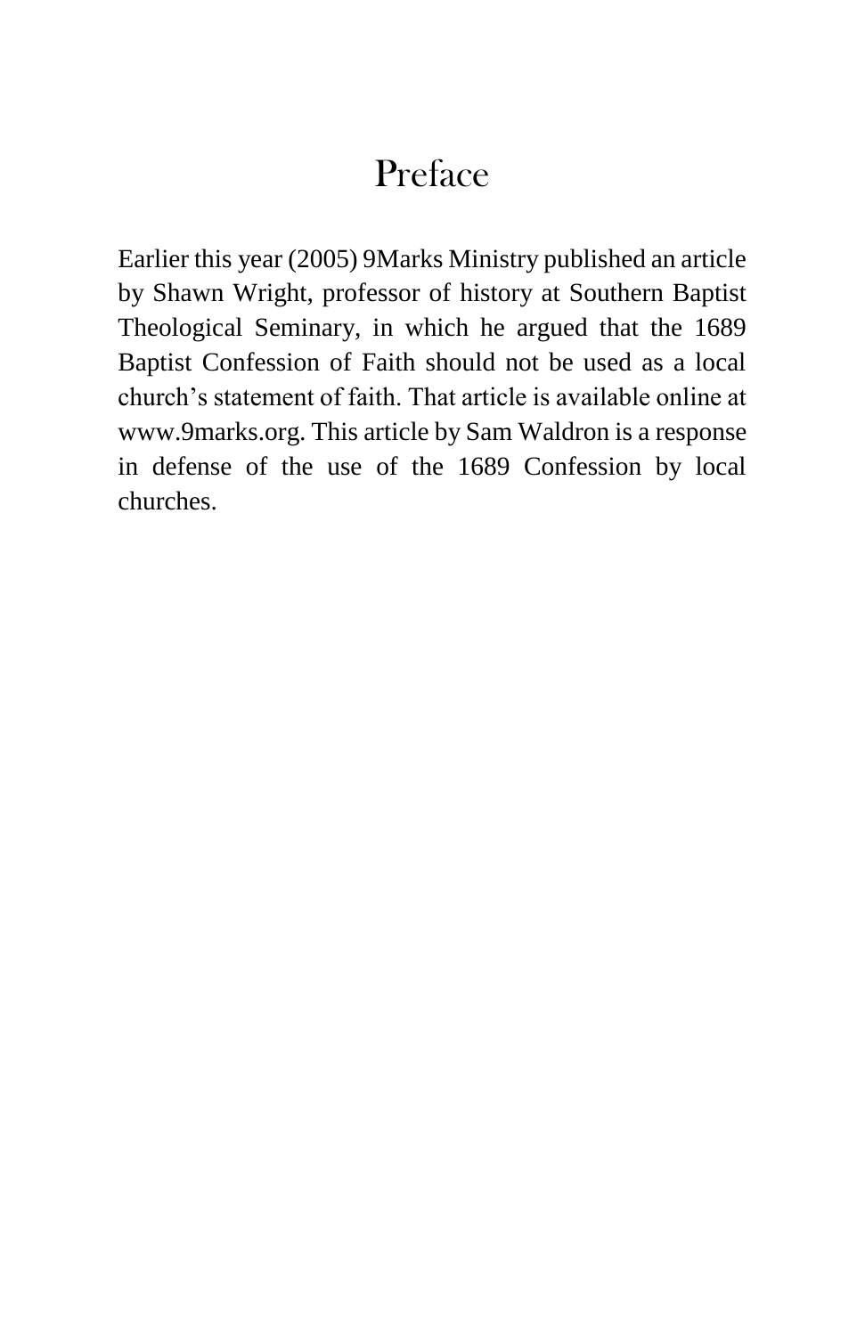# Preface

Earlier this year (2005) 9Marks Ministry published an article by Shawn Wright, professor of history at Southern Baptist Theological Seminary, in which he argued that the 1689 Baptist Confession of Faith should not be used as a local church's statement of faith. That article is available online at www.9marks.org. This article by Sam Waldron is a response in defense of the use of the 1689 Confession by local churches.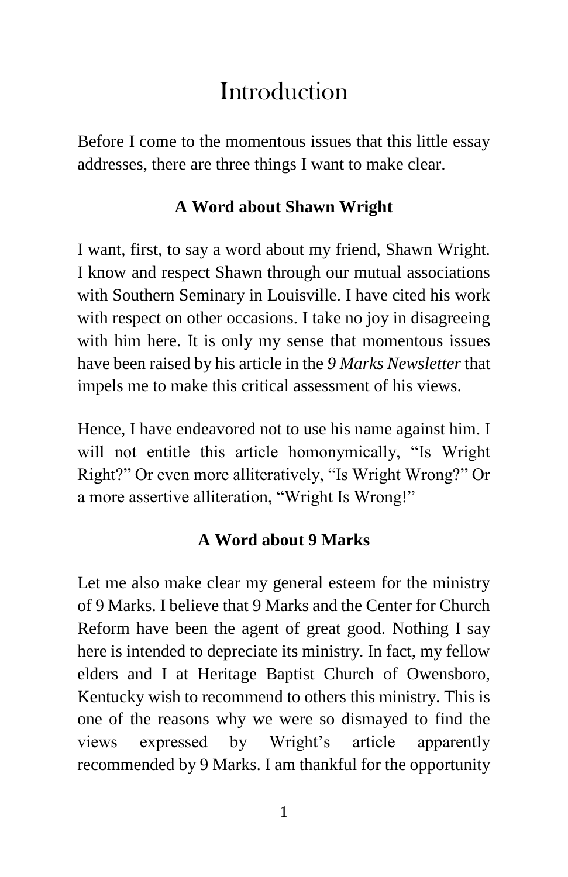# Introduction

Before I come to the momentous issues that this little essay addresses, there are three things I want to make clear.

### A Word about Shawn Wright

I want, first, to say a word about my friend, Shawn Wright. I know and respect Shawn through our mutual associations with Southern Seminary in Louisville. I have cited his work with respect on other occasions. I take no joy in disagreeing with him here. It is only my sense that momentous issues have been raised by his article in the *9 Marks Newsletter* that impels me to make this critical assessment of his views.

Hence, I have endeavored not to use his name against him. I will not entitle this article homonymically, "Is Wright Right?" Or even more alliteratively, "Is Wright Wrong?" Or a more assertive alliteration, "Wright Is Wrong!"

### A Word about 9 Marks

Let me also make clear my general esteem for the ministry of 9 Marks. I believe that 9 Marks and the Center for Church Reform have been the agent of great good. Nothing I say here is intended to depreciate its ministry. In fact, my fellow elders and I at Heritage Baptist Church of Owensboro, Kentucky wish to recommend to others this ministry. This is one of the reasons why we were so dismayed to find the views expressed by Wright's article apparently recommended by 9 Marks. I am thankful for the opportunity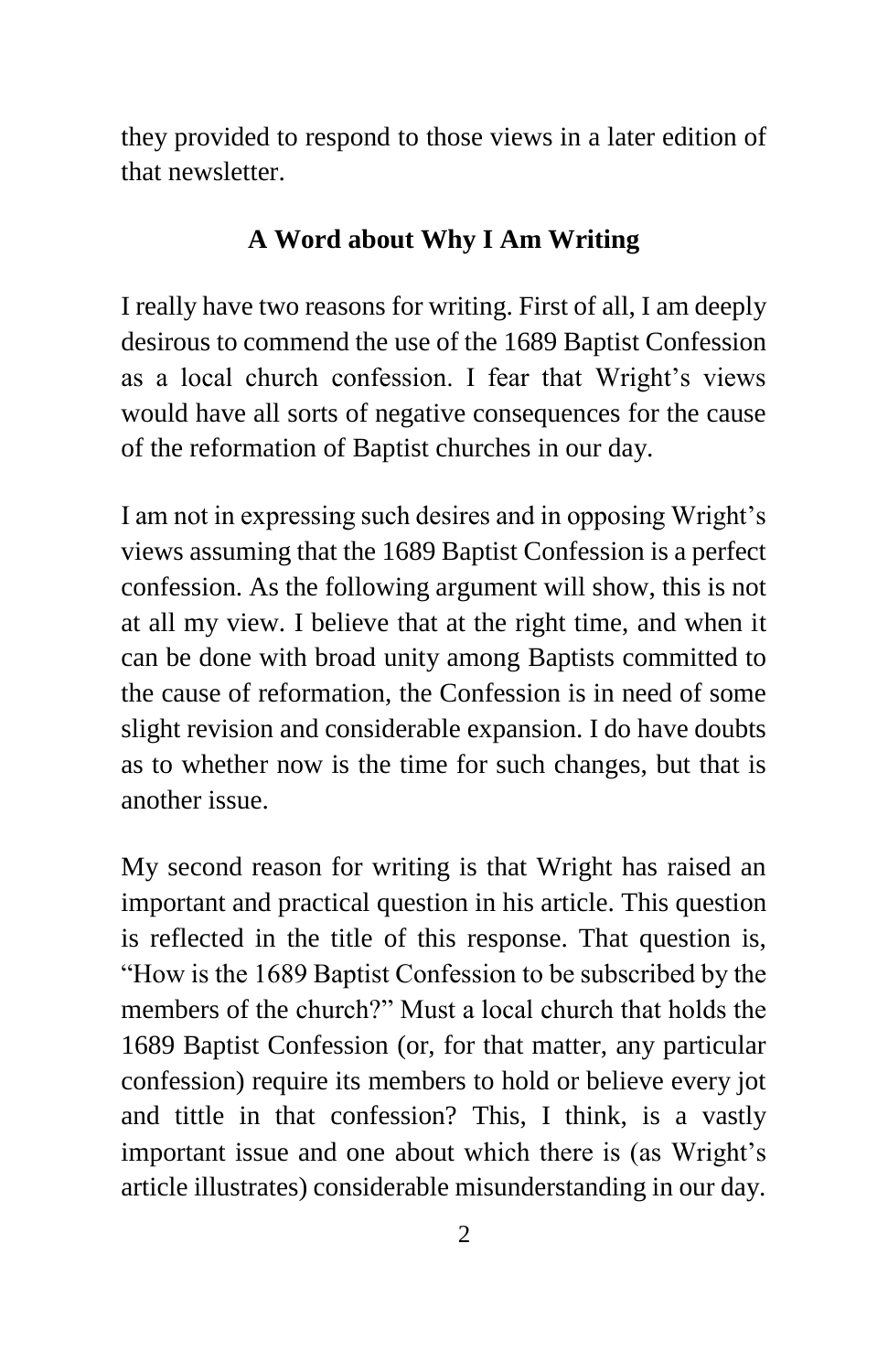they provided to respond to those views in a later edition of that newsletter.

## A Word about Why I Am Writing

I really have two reasons for writing. First of all, I am deeply desirous to commend the use of the 1689 Baptist Confession as a local church confession. I fear that Wright's views would have all sorts of negative consequences for the cause of the reformation of Baptist churches in our day.

I am not in expressing such desires and in opposing Wright's views assuming that the 1689 Baptist Confession is a perfect confession. As the following argument will show, this is not at all my view. I believe that at the right time, and when it can be done with broad unity among Baptists committed to the cause of reformation, the Confession is in need of some slight revision and considerable expansion. I do have doubts as to whether now is the time for such changes, but that is another issue.

My second reason for writing is that Wright has raised an important and practical question in his article. This question is reflected in the title of this response. That question is, "How is the 1689 Baptist Confession to be subscribed by the members of the church?" Must a local church that holds the 1689 Baptist Confession (or, for that matter, any particular confession) require its members to hold or believe every jot and tittle in that confession? This, I think, is a vastly important issue and one about which there is (as Wright's article illustrates) considerable misunderstanding in our day.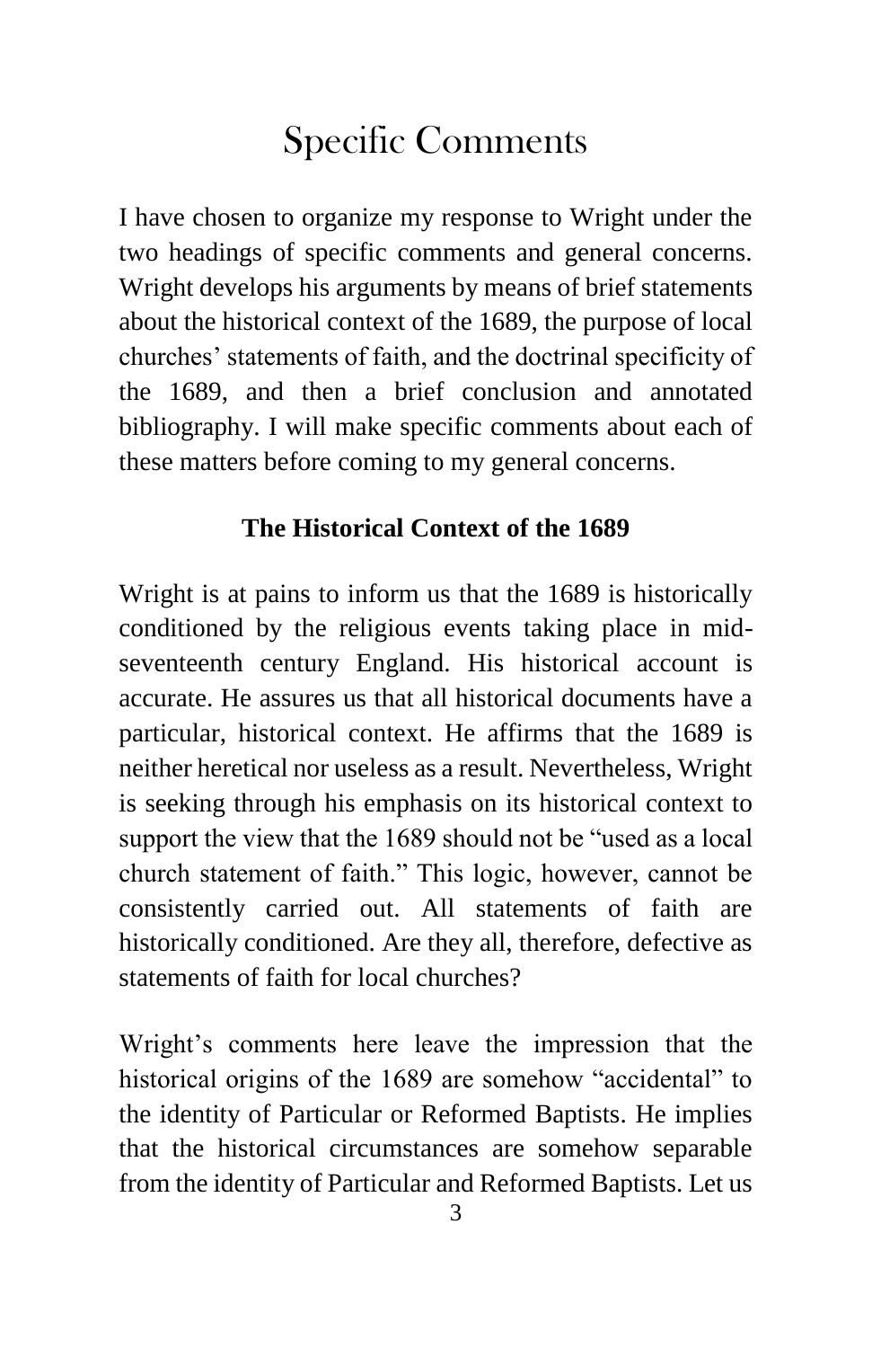# Specific Comments

I have chosen to organize my response to Wright under the two headings of specific comments and general concerns. Wright develops his arguments by means of brief statements about the historical context of the 1689, the purpose of local churches' statements of faith, and the doctrinal specificity of the 1689, and then a brief conclusion and annotated bibliography. I will make specific comments about each of these matters before coming to my general concerns.

### The Historical Context of the 1689

Wright is at pains to inform us that the 1689 is historically conditioned by the religious events taking place in mid-seventeenth century England. His historical account is accurate. He assures us that all historical documents have a particular, historical context. He affirms that the 1689 is neither heretical nor useless as a result. Nevertheless, Wright is seeking through his emphasis on its historical context to support the view that the 1689 should not be "used as a local church statement of faith." This logic, however, cannot be consistently carried out. All statements of faith are historically conditioned. Are they all, therefore, defective as statements of faith for local churches?

Wright's comments here leave the impression that the historical origins of the 1689 are somehow "accidental" to the identity of Particular or Reformed Baptists. He implies that the historical circumstances are somehow separable from the identity of Particular and Reformed Baptists. Let us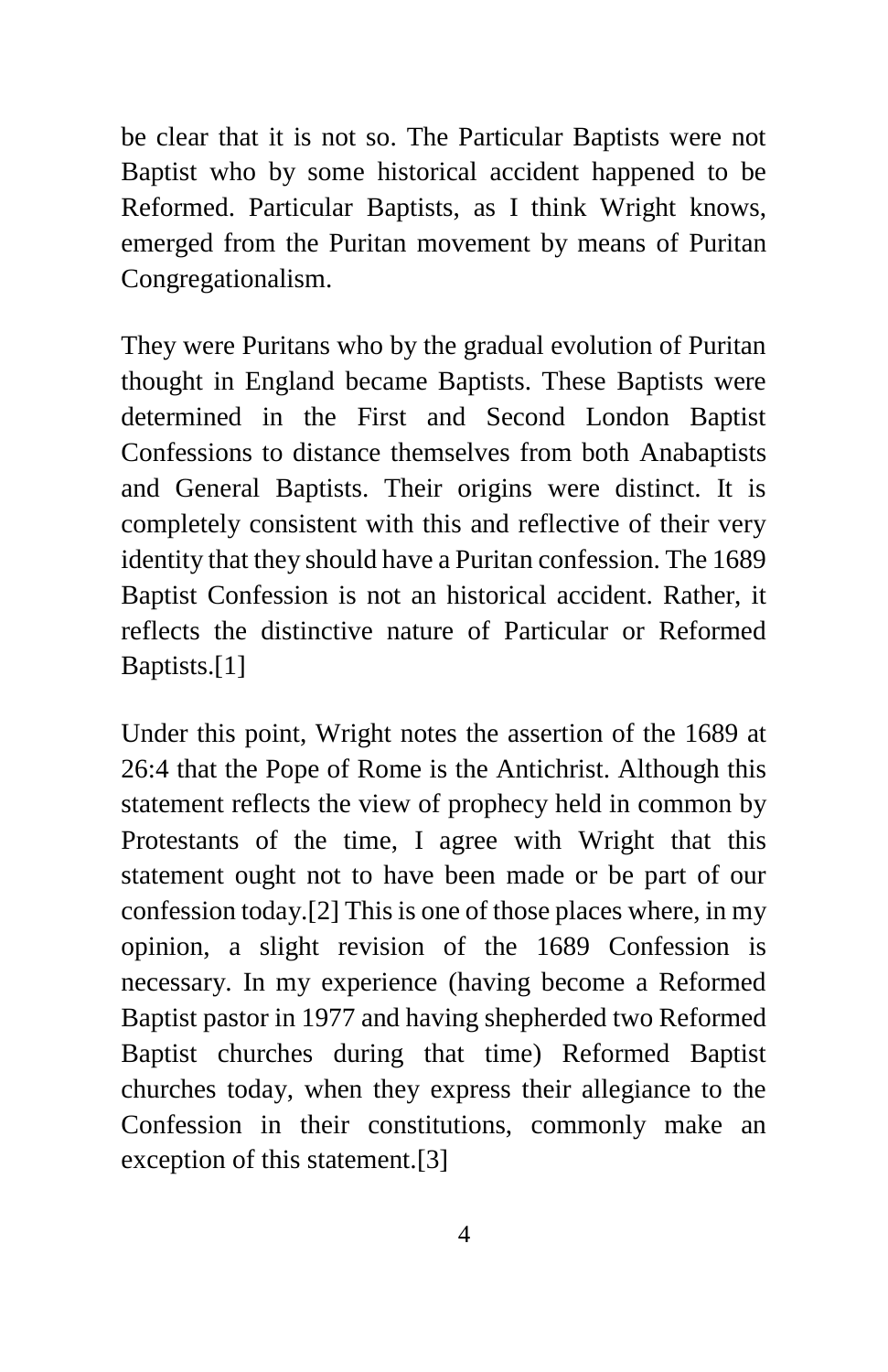be clear that it is not so. The Particular Baptists were not Baptist who by some historical accident happened to be Reformed. Particular Baptists, as I think Wright knows, emerged from the Puritan movement by means of Puritan Congregationalism.

They were Puritans who by the gradual evolution of Puritan thought in England became Baptists. These Baptists were determined in the First and Second London Baptist Confessions to distance themselves from both Anabaptists and General Baptists. Their origins were distinct. It is completely consistent with this and reflective of their very identity that they should have a Puritan confession. The 1689 Baptist Confession is not an historical accident. Rather, it reflects the distinctive nature of Particular or Reformed Baptists.[1]

Under this point, Wright notes the assertion of the 1689 at 26:4 that the Pope of Rome is the Antichrist. Although this statement reflects the view of prophecy held in common by Protestants of the time, I agree with Wright that this statement ought not to have been made or be part of our confession today.[2] This is one of those places where, in my opinion, a slight revision of the 1689 Confession is necessary. In my experience (having become a Reformed Baptist pastor in 1977 and having shepherded two Reformed Baptist churches during that time) Reformed Baptist churches today, when they express their allegiance to the Confession in their constitutions, commonly make an exception of this statement.[3]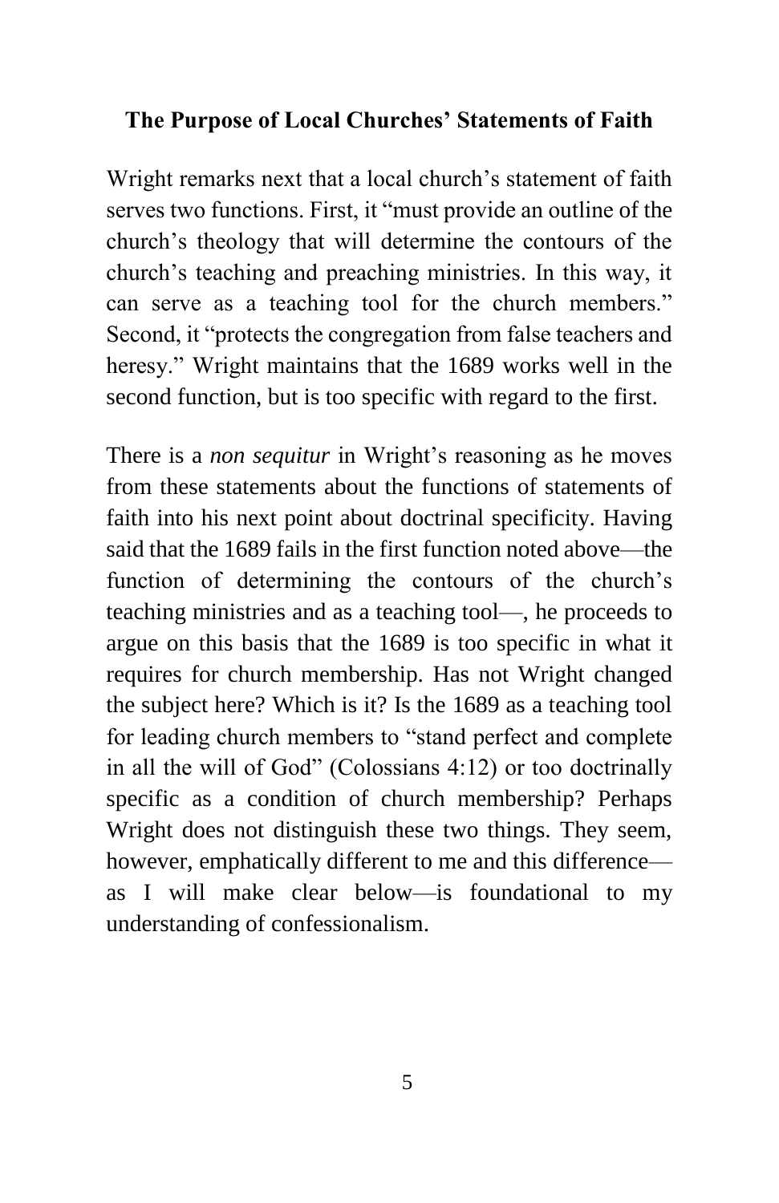### The Purpose of Local Churches' Statements of Faith

Wright remarks next that a local church's statement of faith serves two functions. First, it "must provide an outline of the church's theology that will determine the contours of the church's teaching and preaching ministries. In this way, it can serve as a teaching tool for the church members." Second, it "protects the congregation from false teachers and heresy." Wright maintains that the 1689 works well in the second function, but is too specific with regard to the first.

There is a *non sequitur* in Wright's reasoning as he moves from these statements about the functions of statements of faith into his next point about doctrinal specificity. Having said that the 1689 fails in the first function noted above—the function of determining the contours of the church's teaching ministries and as a teaching tool—, he proceeds to argue on this basis that the 1689 is too specific in what it requires for church membership. Has not Wright changed the subject here? Which is it? Is the 1689 as a teaching tool for leading church members to "stand perfect and complete in all the will of God" (Colossians 4:12) or too doctrinally specific as a condition of church membership? Perhaps Wright does not distinguish these two things. They seem, however, emphatically different to me and this difference—as I will make clear below—is foundational to my understanding of confessionalism.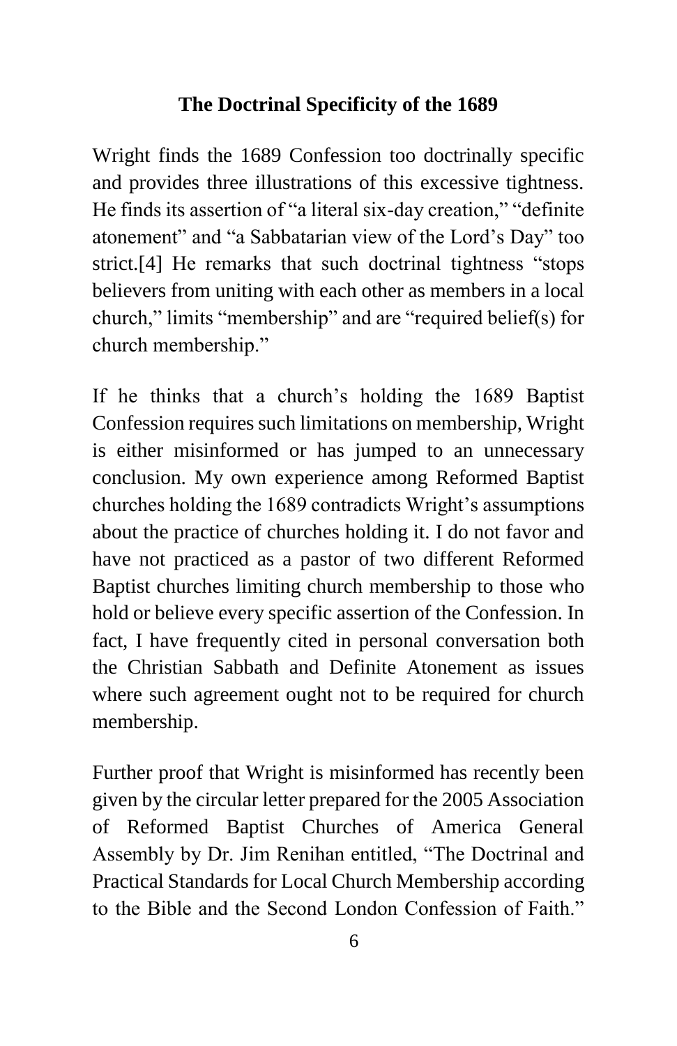## The Doctrinal Specificity of the 1689

Wright finds the 1689 Confession too doctrinally specific and provides three illustrations of this excessive tightness. He finds its assertion of "a literal six-day creation," "definite atonement" and "a Sabbatarian view of the Lord's Day" too strict.[4] He remarks that such doctrinal tightness "stops believers from uniting with each other as members in a local church," limits "membership" and are "required belief(s) for church membership."

If he thinks that a church's holding the 1689 Baptist Confession requires such limitations on membership, Wright is either misinformed or has jumped to an unnecessary conclusion. My own experience among Reformed Baptist churches holding the 1689 contradicts Wright's assumptions about the practice of churches holding it. I do not favor and have not practiced as a pastor of two different Reformed Baptist churches limiting church membership to those who hold or believe every specific assertion of the Confession. In fact, I have frequently cited in personal conversation both the Christian Sabbath and Definite Atonement as issues where such agreement ought not to be required for church membership.

Further proof that Wright is misinformed has recently been given by the circular letter prepared for the 2005 Association of Reformed Baptist Churches of America General Assembly by Dr. Jim Renihan entitled, "The Doctrinal and Practical Standards for Local Church Membership according to the Bible and the Second London Confession of Faith."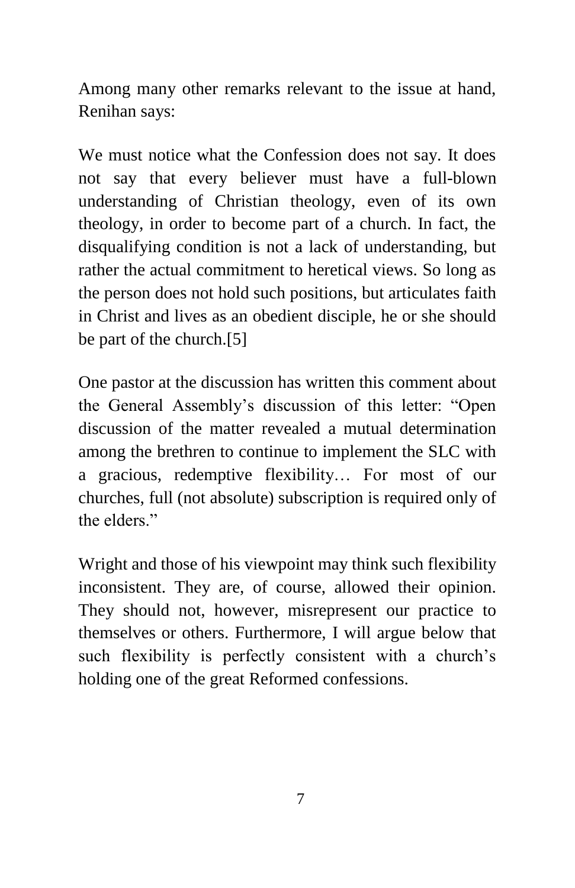Among many other remarks relevant to the issue at hand, Renihan says:

We must notice what the Confession does not say. It does not say that every believer must have a full-blown understanding of Christian theology, even of its own theology, in order to become part of a church. In fact, the disqualifying condition is not a lack of understanding, but rather the actual commitment to heretical views. So long as the person does not hold such positions, but articulates faith in Christ and lives as an obedient disciple, he or she should be part of the church.[5]

One pastor at the discussion has written this comment about the General Assembly's discussion of this letter: "Open discussion of the matter revealed a mutual determination among the brethren to continue to implement the SLC with a gracious, redemptive flexibility… For most of our churches, full (not absolute) subscription is required only of the elders."

Wright and those of his viewpoint may think such flexibility inconsistent. They are, of course, allowed their opinion. They should not, however, misrepresent our practice to themselves or others. Furthermore, I will argue below that such flexibility is perfectly consistent with a church's holding one of the great Reformed confessions.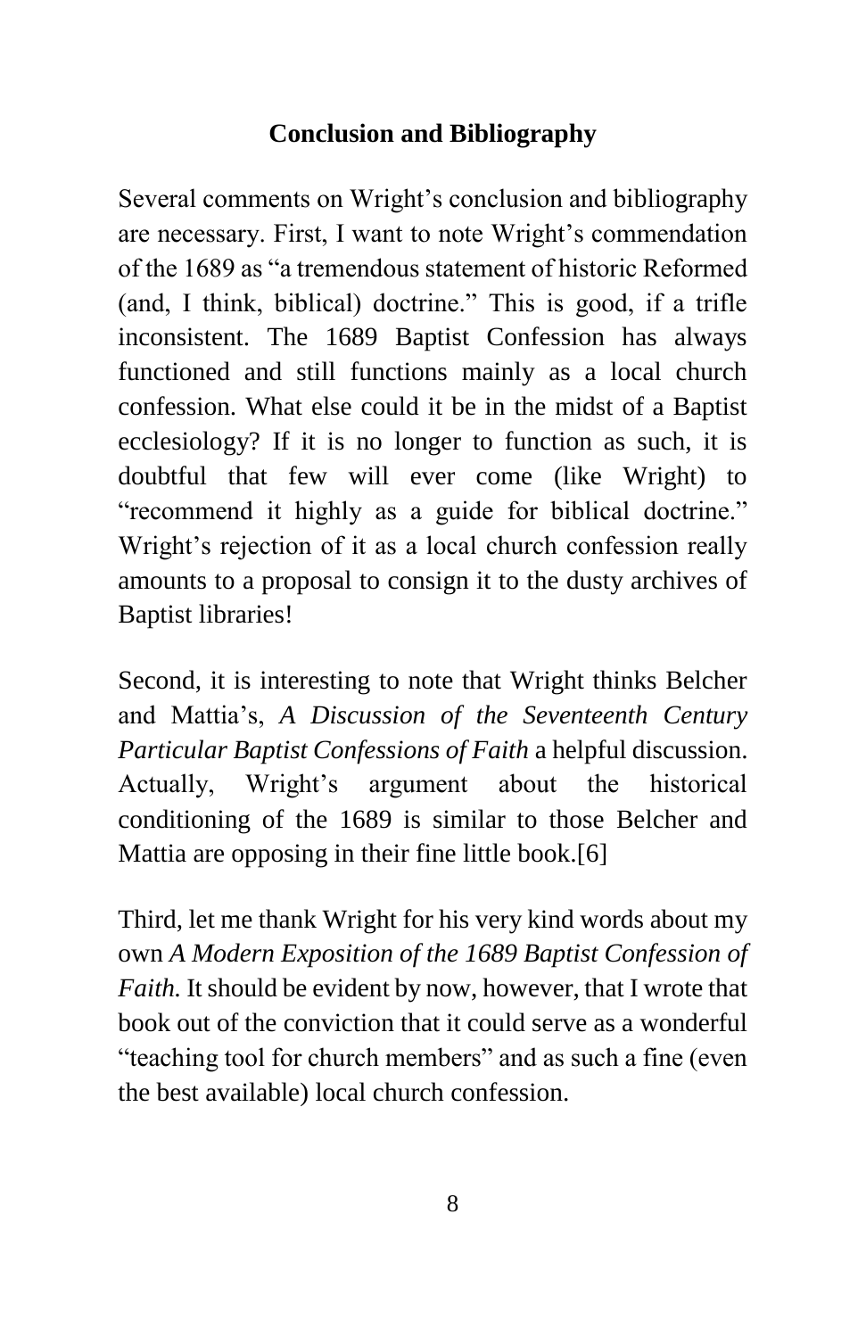## Conclusion and Bibliography

Several comments on Wright's conclusion and bibliography are necessary. First, I want to note Wright's commendation of the 1689 as "a tremendous statement of historic Reformed (and, I think, biblical) doctrine." This is good, if a trifle inconsistent. The 1689 Baptist Confession has always functioned and still functions mainly as a local church confession. What else could it be in the midst of a Baptist ecclesiology? If it is no longer to function as such, it is doubtful that few will ever come (like Wright) to "recommend it highly as a guide for biblical doctrine." Wright's rejection of it as a local church confession really amounts to a proposal to consign it to the dusty archives of Baptist libraries!

Second, it is interesting to note that Wright thinks Belcher and Mattia's, *A Discussion of the Seventeenth Century Particular Baptist Confessions of Faith* a helpful discussion. Actually, Wright's argument about the historical conditioning of the 1689 is similar to those Belcher and Mattia are opposing in their fine little book.[6]

Third, let me thank Wright for his very kind words about my own *A Modern Exposition of the 1689 Baptist Confession of Faith.* It should be evident by now, however, that I wrote that book out of the conviction that it could serve as a wonderful "teaching tool for church members" and as such a fine (even the best available) local church confession.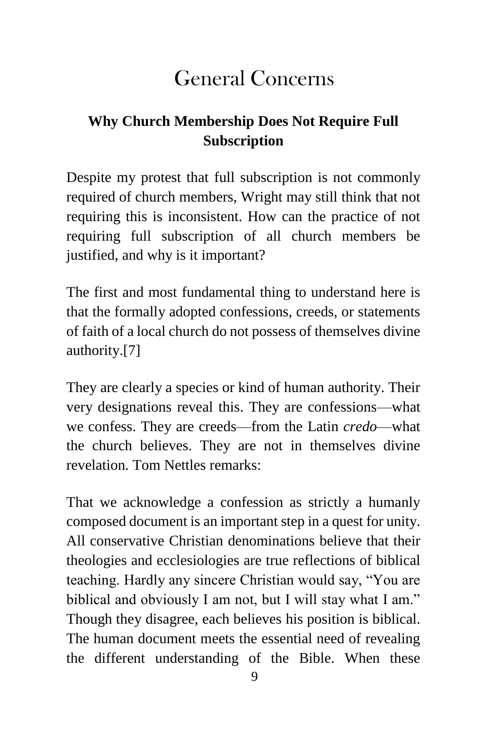# General Concerns

## Why Church Membership Does Not Require Full Subscription

Despite my protest that full subscription is not commonly required of church members, Wright may still think that not requiring this is inconsistent. How can the practice of not requiring full subscription of all church members be justified, and why is it important?

The first and most fundamental thing to understand here is that the formally adopted confessions, creeds, or statements of faith of a local church do not possess of themselves divine authority.[7]

They are clearly a species or kind of human authority. Their very designations reveal this. They are confessions—what we confess. They are creeds—from the Latin *credo*—what the church believes. They are not in themselves divine revelation. Tom Nettles remarks:

That we acknowledge a confession as strictly a humanly composed document is an important step in a quest for unity. All conservative Christian denominations believe that their theologies and ecclesiologies are true reflections of biblical teaching. Hardly any sincere Christian would say, "You are biblical and obviously I am not, but I will stay what I am." Though they disagree, each believes his position is biblical. The human document meets the essential need of revealing the different understanding of the Bible. When these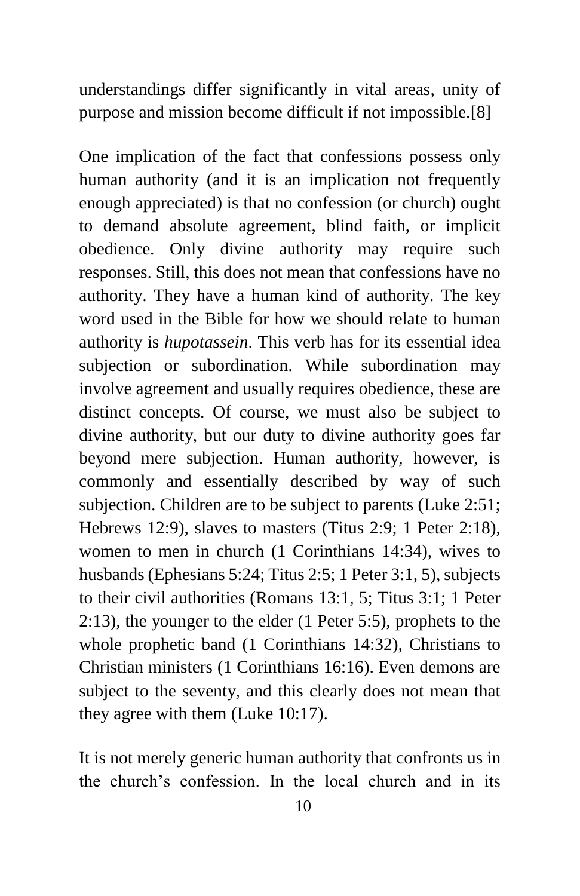understandings differ significantly in vital areas, unity of purpose and mission become difficult if not impossible.[8]

One implication of the fact that confessions possess only human authority (and it is an implication not frequently enough appreciated) is that no confession (or church) ought to demand absolute agreement, blind faith, or implicit obedience. Only divine authority may require such responses. Still, this does not mean that confessions have no authority. They have a human kind of authority. The key word used in the Bible for how we should relate to human authority is *hupotassein*. This verb has for its essential idea subjection or subordination. While subordination may involve agreement and usually requires obedience, these are distinct concepts. Of course, we must also be subject to divine authority, but our duty to divine authority goes far beyond mere subjection. Human authority, however, is commonly and essentially described by way of such subjection. Children are to be subject to parents (Luke 2:51; Hebrews 12:9), slaves to masters (Titus 2:9; 1 Peter 2:18), women to men in church (1 Corinthians 14:34), wives to husbands (Ephesians 5:24; Titus 2:5; 1 Peter 3:1, 5), subjects to their civil authorities (Romans 13:1, 5; Titus 3:1; 1 Peter 2:13), the younger to the elder (1 Peter 5:5), prophets to the whole prophetic band (1 Corinthians 14:32), Christians to Christian ministers (1 Corinthians 16:16). Even demons are subject to the seventy, and this clearly does not mean that they agree with them (Luke 10:17).

It is not merely generic human authority that confronts us in the church's confession. In the local church and in its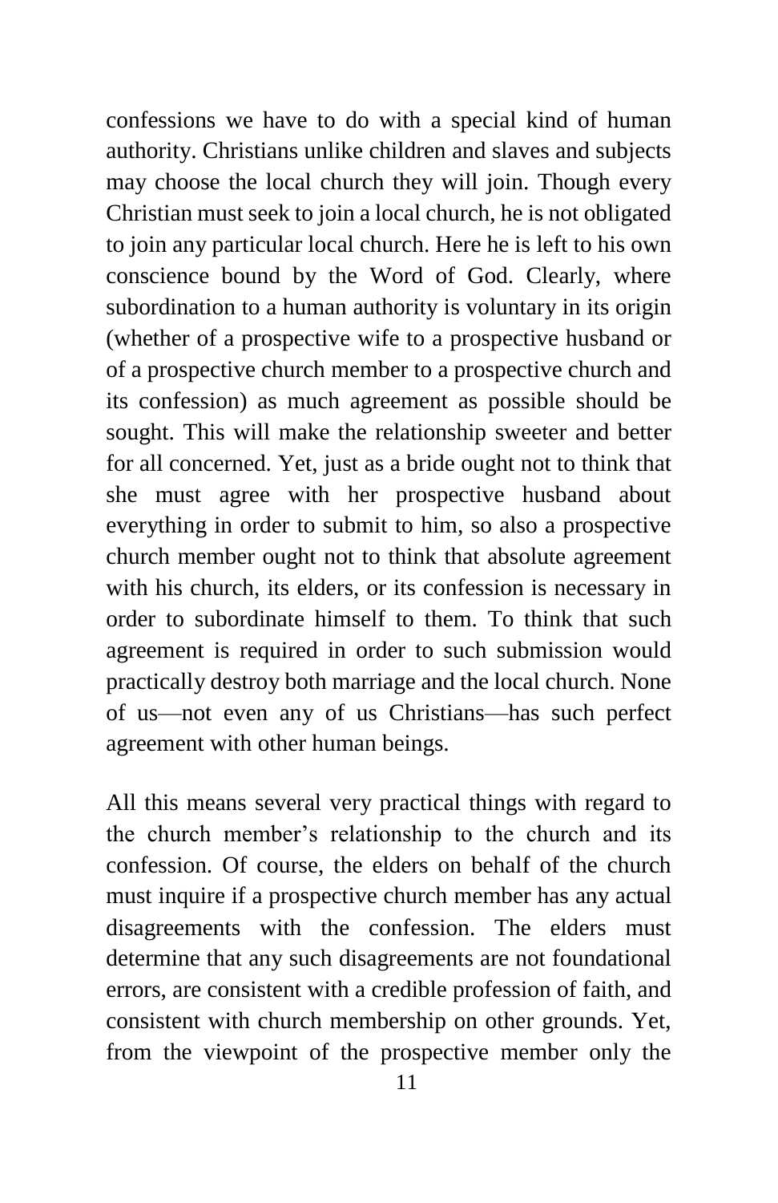confessions we have to do with a special kind of human authority. Christians unlike children and slaves and subjects may choose the local church they will join. Though every Christian must seek to join a local church, he is not obligated to join any particular local church. Here he is left to his own conscience bound by the Word of God. Clearly, where subordination to a human authority is voluntary in its origin (whether of a prospective wife to a prospective husband or of a prospective church member to a prospective church and its confession) as much agreement as possible should be sought. This will make the relationship sweeter and better for all concerned. Yet, just as a bride ought not to think that she must agree with her prospective husband about everything in order to submit to him, so also a prospective church member ought not to think that absolute agreement with his church, its elders, or its confession is necessary in order to subordinate himself to them. To think that such agreement is required in order to such submission would practically destroy both marriage and the local church. None of us—not even any of us Christians—has such perfect agreement with other human beings.

All this means several very practical things with regard to the church member's relationship to the church and its confession. Of course, the elders on behalf of the church must inquire if a prospective church member has any actual disagreements with the confession. The elders must determine that any such disagreements are not foundational errors, are consistent with a credible profession of faith, and consistent with church membership on other grounds. Yet, from the viewpoint of the prospective member only the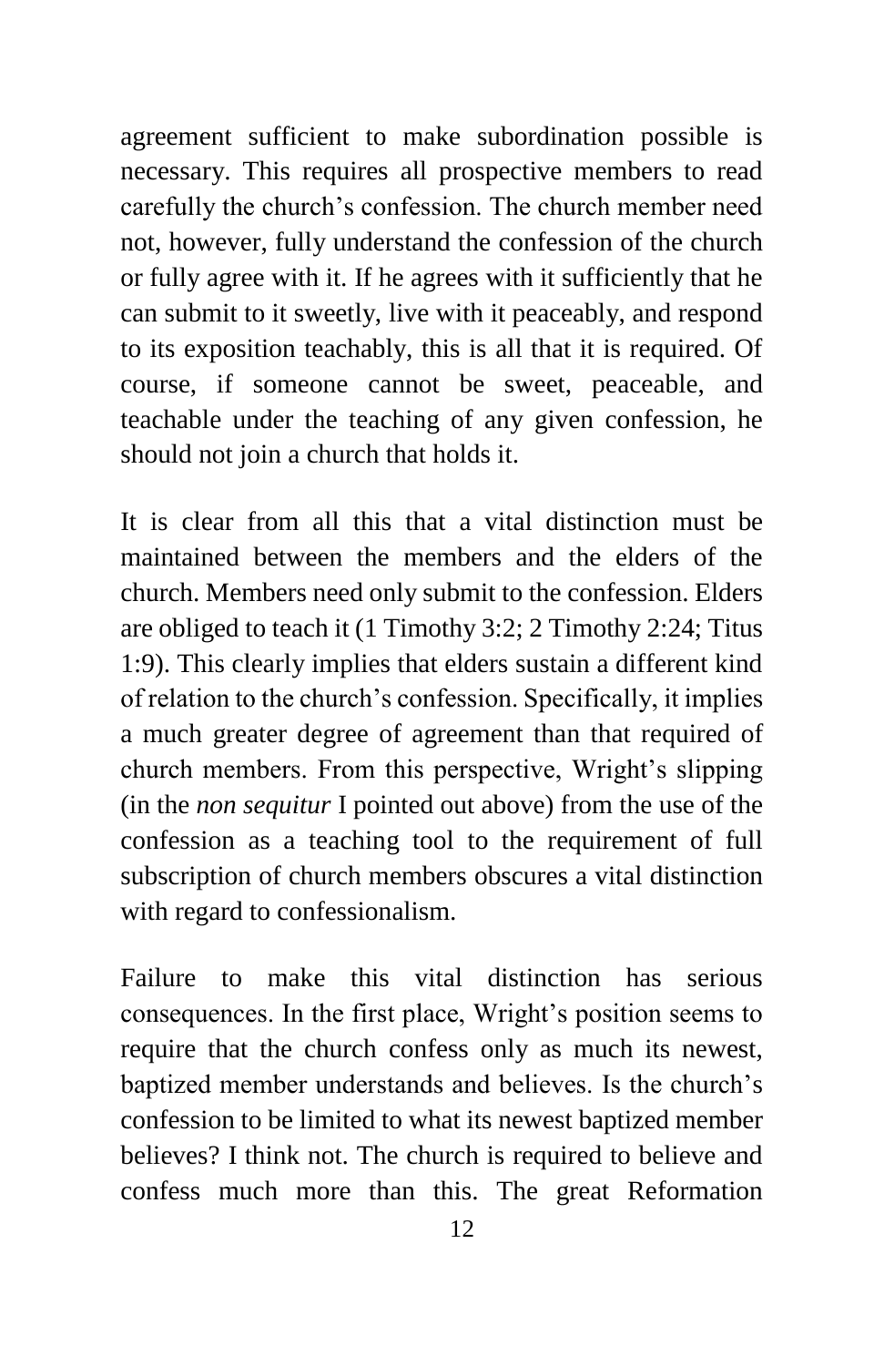agreement sufficient to make subordination possible is necessary. This requires all prospective members to read carefully the church's confession. The church member need not, however, fully understand the confession of the church or fully agree with it. If he agrees with it sufficiently that he can submit to it sweetly, live with it peaceably, and respond to its exposition teachably, this is all that it is required. Of course, if someone cannot be sweet, peaceable, and teachable under the teaching of any given confession, he should not join a church that holds it.

It is clear from all this that a vital distinction must be maintained between the members and the elders of the church. Members need only submit to the confession. Elders are obliged to teach it (1 Timothy 3:2; 2 Timothy 2:24; Titus 1:9). This clearly implies that elders sustain a different kind of relation to the church's confession. Specifically, it implies a much greater degree of agreement than that required of church members. From this perspective, Wright's slipping (in the *non sequitur* I pointed out above) from the use of the confession as a teaching tool to the requirement of full subscription of church members obscures a vital distinction with regard to confessionalism.

Failure to make this vital distinction has serious consequences. In the first place, Wright's position seems to require that the church confess only as much its newest, baptized member understands and believes. Is the church's confession to be limited to what its newest baptized member believes? I think not. The church is required to believe and confess much more than this. The great Reformation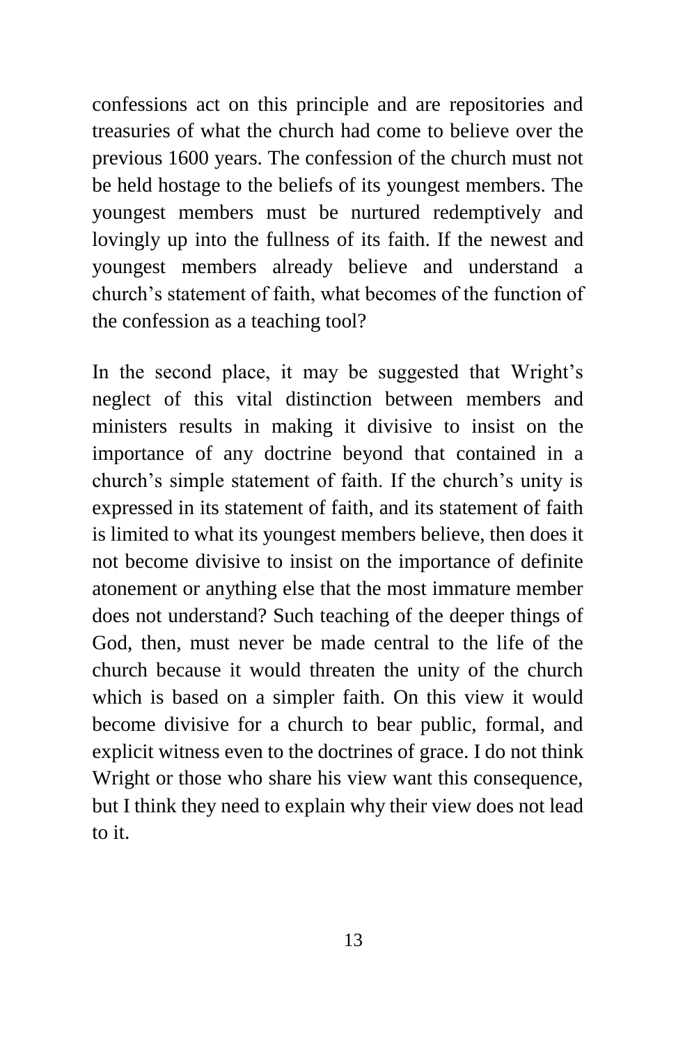confessions act on this principle and are repositories and treasuries of what the church had come to believe over the previous 1600 years. The confession of the church must not be held hostage to the beliefs of its youngest members. The youngest members must be nurtured redemptively and lovingly up into the fullness of its faith. If the newest and youngest members already believe and understand a church's statement of faith, what becomes of the function of the confession as a teaching tool?

In the second place, it may be suggested that Wright's neglect of this vital distinction between members and ministers results in making it divisive to insist on the importance of any doctrine beyond that contained in a church's simple statement of faith. If the church's unity is expressed in its statement of faith, and its statement of faith is limited to what its youngest members believe, then does it not become divisive to insist on the importance of definite atonement or anything else that the most immature member does not understand? Such teaching of the deeper things of God, then, must never be made central to the life of the church because it would threaten the unity of the church which is based on a simpler faith. On this view it would become divisive for a church to bear public, formal, and explicit witness even to the doctrines of grace. I do not think Wright or those who share his view want this consequence, but I think they need to explain why their view does not lead to it.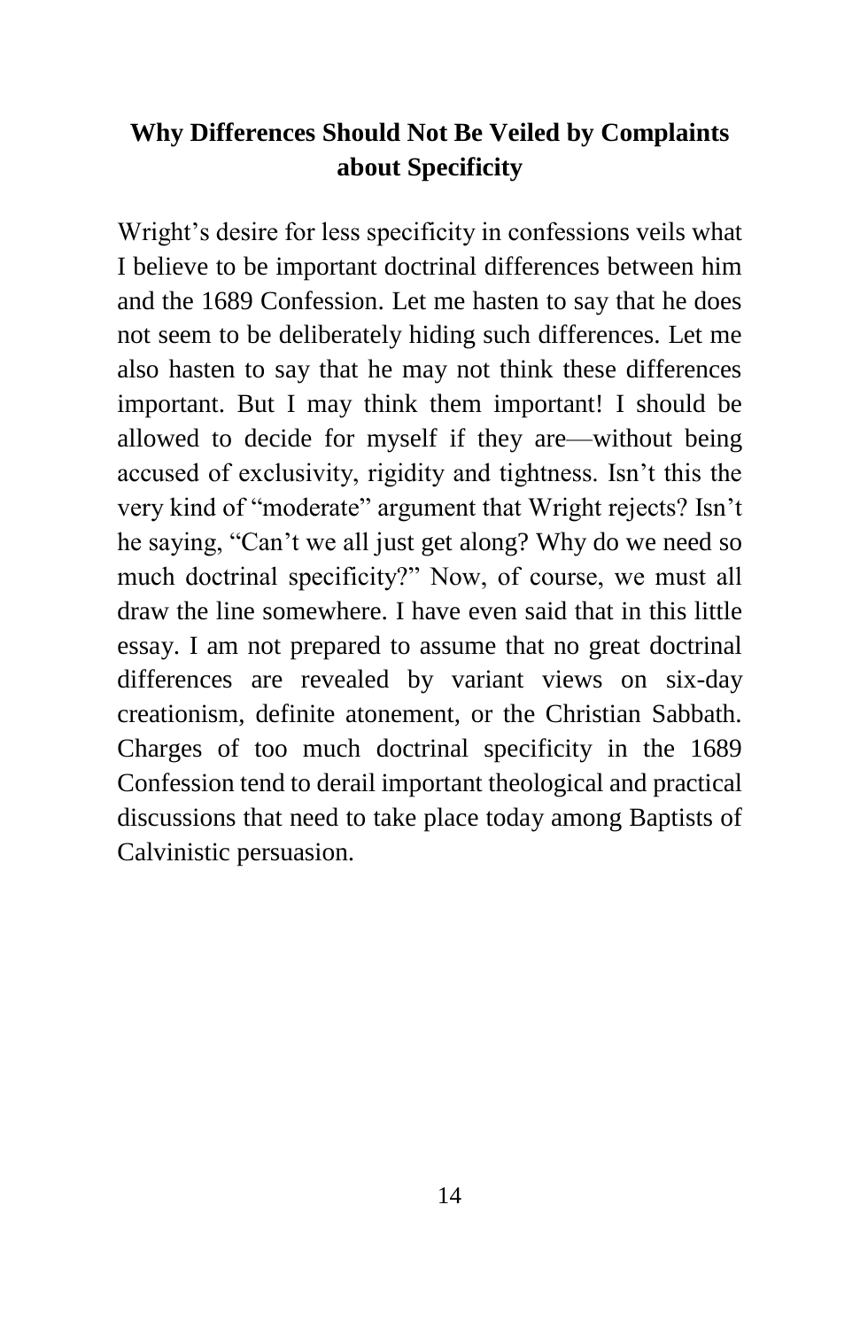## Why Differences Should Not Be Veiled by Complaints about Specificity

Wright's desire for less specificity in confessions veils what I believe to be important doctrinal differences between him and the 1689 Confession. Let me hasten to say that he does not seem to be deliberately hiding such differences. Let me also hasten to say that he may not think these differences important. But I may think them important! I should be allowed to decide for myself if they are—without being accused of exclusivity, rigidity and tightness. Isn't this the very kind of "moderate" argument that Wright rejects? Isn't he saying, "Can't we all just get along? Why do we need so much doctrinal specificity?" Now, of course, we must all draw the line somewhere. I have even said that in this little essay. I am not prepared to assume that no great doctrinal differences are revealed by variant views on six-day creationism, definite atonement, or the Christian Sabbath. Charges of too much doctrinal specificity in the 1689 Confession tend to derail important theological and practical discussions that need to take place today among Baptists of Calvinistic persuasion.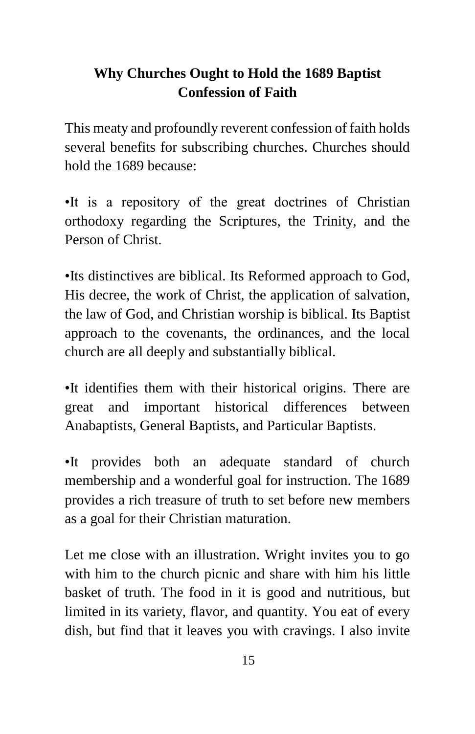## Why Churches Ought to Hold the 1689 Baptist Confession of Faith

This meaty and profoundly reverent confession of faith holds several benefits for subscribing churches. Churches should hold the 1689 because:

•It is a repository of the great doctrines of Christian orthodoxy regarding the Scriptures, the Trinity, and the Person of Christ.

•Its distinctives are biblical. Its Reformed approach to God, His decree, the work of Christ, the application of salvation, the law of God, and Christian worship is biblical. Its Baptist approach to the covenants, the ordinances, and the local church are all deeply and substantially biblical.

•It identifies them with their historical origins. There are great and important historical differences between Anabaptists, General Baptists, and Particular Baptists.

•It provides both an adequate standard of church membership and a wonderful goal for instruction. The 1689 provides a rich treasure of truth to set before new members as a goal for their Christian maturation.

Let me close with an illustration. Wright invites you to go with him to the church picnic and share with him his little basket of truth. The food in it is good and nutritious, but limited in its variety, flavor, and quantity. You eat of every dish, but find that it leaves you with cravings. I also invite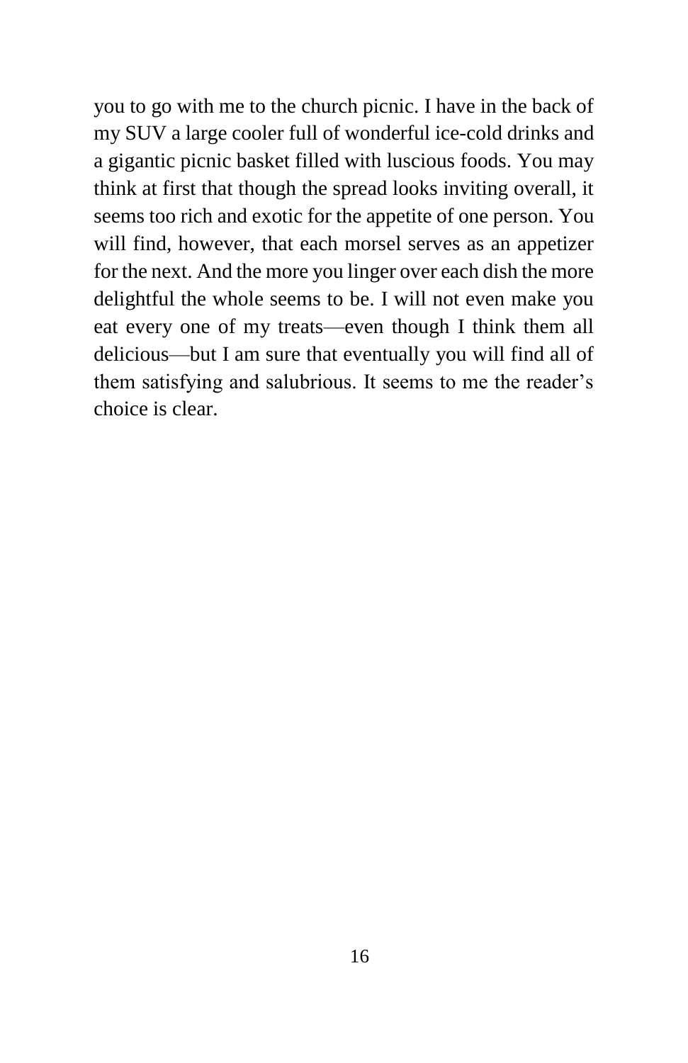you to go with me to the church picnic. I have in the back of my SUV a large cooler full of wonderful ice-cold drinks and a gigantic picnic basket filled with luscious foods. You may think at first that though the spread looks inviting overall, it seems too rich and exotic for the appetite of one person. You will find, however, that each morsel serves as an appetizer for the next. And the more you linger over each dish the more delightful the whole seems to be. I will not even make you eat every one of my treats—even though I think them all delicious—but I am sure that eventually you will find all of them satisfying and salubrious. It seems to me the reader's choice is clear.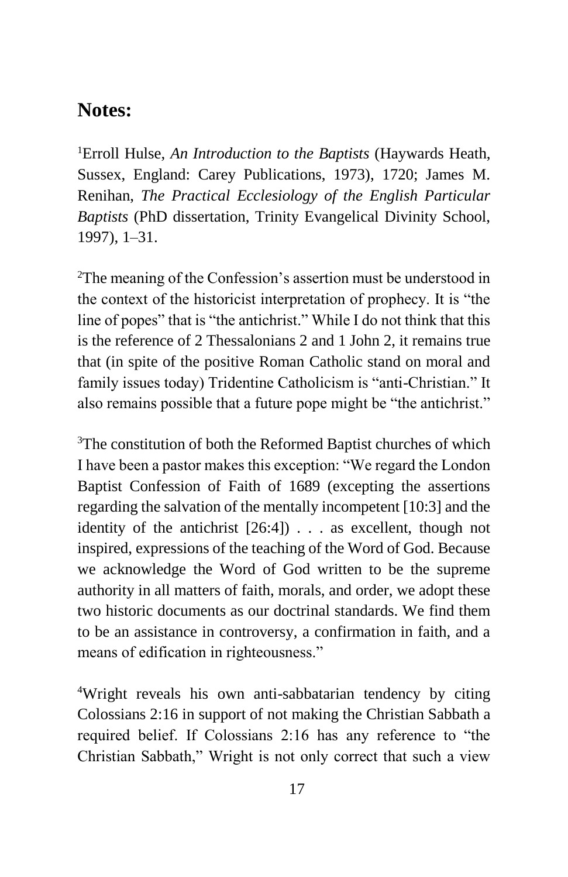## Notes:

[1]Erroll Hulse, *An Introduction to the Baptists* (Haywards Heath, Sussex, England: Carey Publications, 1973), 1720; James M. Renihan, *The Practical Ecclesiology of the English Particular Baptists* (PhD dissertation, Trinity Evangelical Divinity School, 1997), 1–31.

[2]The meaning of the Confession's assertion must be understood in the context of the historicist interpretation of prophecy. It is "the line of popes" that is "the antichrist." While I do not think that this is the reference of 2 Thessalonians 2 and 1 John 2, it remains true that (in spite of the positive Roman Catholic stand on moral and family issues today) Tridentine Catholicism is "anti-Christian." It also remains possible that a future pope might be "the antichrist."

[3]The constitution of both the Reformed Baptist churches of which I have been a pastor makes this exception: "We regard the London Baptist Confession of Faith of 1689 (excepting the assertions regarding the salvation of the mentally incompetent [10:3] and the identity of the antichrist [26:4]) . . . as excellent, though not inspired, expressions of the teaching of the Word of God. Because we acknowledge the Word of God written to be the supreme authority in all matters of faith, morals, and order, we adopt these two historic documents as our doctrinal standards. We find them to be an assistance in controversy, a confirmation in faith, and a means of edification in righteousness."

[4]Wright reveals his own anti-sabbatarian tendency by citing Colossians 2:16 in support of not making the Christian Sabbath a required belief. If Colossians 2:16 has any reference to "the Christian Sabbath," Wright is not only correct that such a view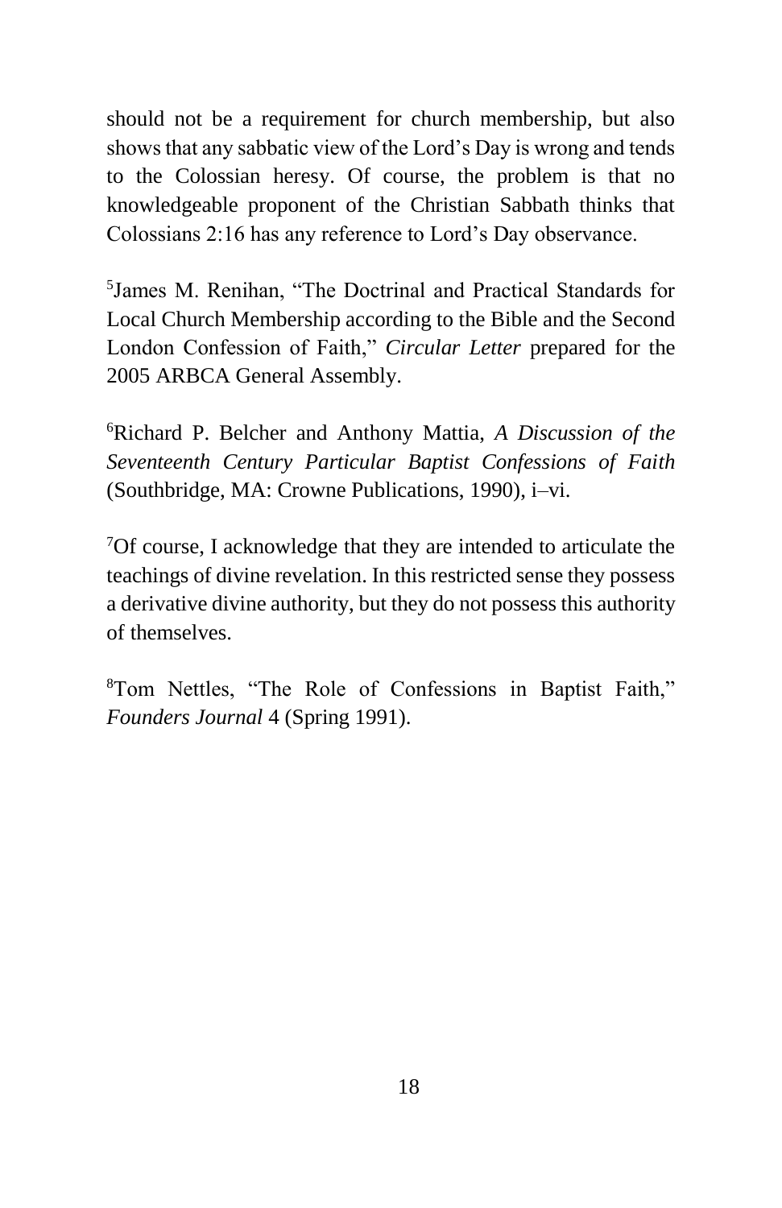should not be a requirement for church membership, but also shows that any sabbatic view of the Lord's Day is wrong and tends to the Colossian heresy. Of course, the problem is that no knowledgeable proponent of the Christian Sabbath thinks that Colossians 2:16 has any reference to Lord's Day observance.

[5]James M. Renihan, "The Doctrinal and Practical Standards for Local Church Membership according to the Bible and the Second London Confession of Faith," *Circular Letter* prepared for the 2005 ARBCA General Assembly.

[6]Richard P. Belcher and Anthony Mattia, *A Discussion of the Seventeenth Century Particular Baptist Confessions of Faith* (Southbridge, MA: Crowne Publications, 1990), i–vi.

[7]Of course, I acknowledge that they are intended to articulate the teachings of divine revelation. In this restricted sense they possess a derivative divine authority, but they do not possess this authority of themselves.

[8]Tom Nettles, "The Role of Confessions in Baptist Faith," *Founders Journal* 4 (Spring 1991).